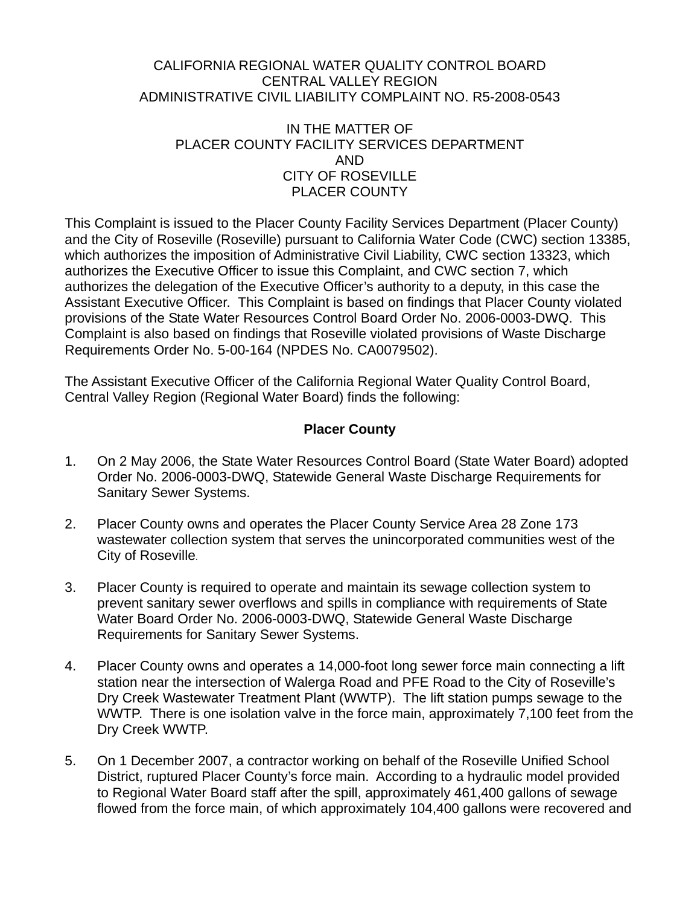CALIFORNIA REGIONAL WATER QUALITY CONTROL BOARD
CENTRAL VALLEY REGION
ADMINISTRATIVE CIVIL LIABILITY COMPLAINT NO. R5-2008-0543

IN THE MATTER OF
PLACER COUNTY FACILITY SERVICES DEPARTMENT
AND
CITY OF ROSEVILLE
PLACER COUNTY

This Complaint is issued to the Placer County Facility Services Department (Placer County) and the City of Roseville (Roseville) pursuant to California Water Code (CWC) section 13385, which authorizes the imposition of Administrative Civil Liability, CWC section 13323, which authorizes the Executive Officer to issue this Complaint, and CWC section 7, which authorizes the delegation of the Executive Officer's authority to a deputy, in this case the Assistant Executive Officer. This Complaint is based on findings that Placer County violated provisions of the State Water Resources Control Board Order No. 2006-0003-DWQ. This Complaint is also based on findings that Roseville violated provisions of Waste Discharge Requirements Order No. 5-00-164 (NPDES No. CA0079502).

The Assistant Executive Officer of the California Regional Water Quality Control Board, Central Valley Region (Regional Water Board) finds the following:

**Placer County**

1. On 2 May 2006, the State Water Resources Control Board (State Water Board) adopted Order No. 2006-0003-DWQ, Statewide General Waste Discharge Requirements for Sanitary Sewer Systems.

2. Placer County owns and operates the Placer County Service Area 28 Zone 173 wastewater collection system that serves the unincorporated communities west of the City of Roseville.

3. Placer County is required to operate and maintain its sewage collection system to prevent sanitary sewer overflows and spills in compliance with requirements of State Water Board Order No. 2006-0003-DWQ, Statewide General Waste Discharge Requirements for Sanitary Sewer Systems.

4. Placer County owns and operates a 14,000-foot long sewer force main connecting a lift station near the intersection of Walerga Road and PFE Road to the City of Roseville's Dry Creek Wastewater Treatment Plant (WWTP). The lift station pumps sewage to the WWTP. There is one isolation valve in the force main, approximately 7,100 feet from the Dry Creek WWTP.

5. On 1 December 2007, a contractor working on behalf of the Roseville Unified School District, ruptured Placer County's force main. According to a hydraulic model provided to Regional Water Board staff after the spill, approximately 461,400 gallons of sewage flowed from the force main, of which approximately 104,400 gallons were recovered and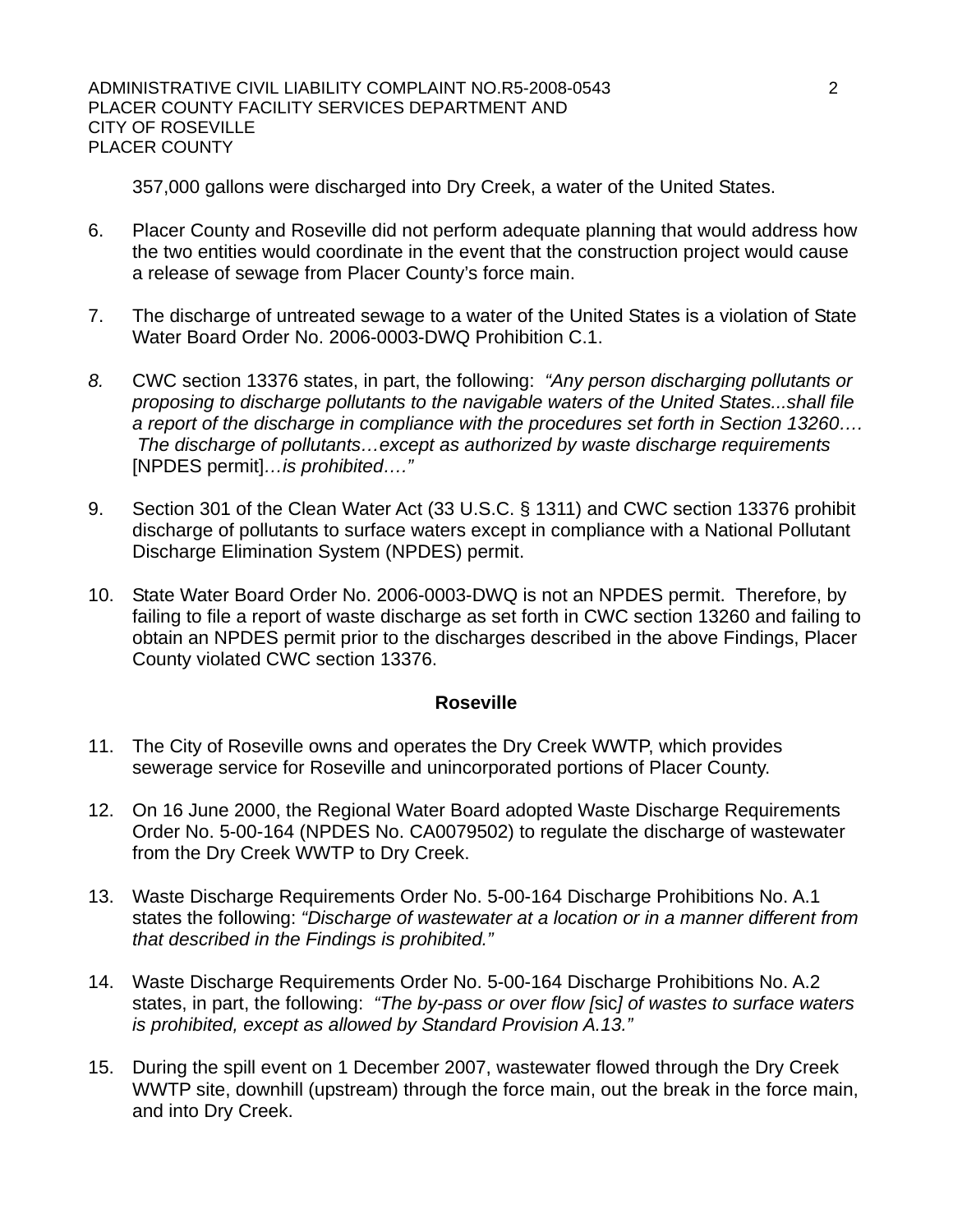357,000 gallons were discharged into Dry Creek, a water of the United States.

6. Placer County and Roseville did not perform adequate planning that would address how the two entities would coordinate in the event that the construction project would cause a release of sewage from Placer County's force main.

7. The discharge of untreated sewage to a water of the United States is a violation of State Water Board Order No. 2006-0003-DWQ Prohibition C.1.

8. CWC section 13376 states, in part, the following: *"Any person discharging pollutants or proposing to discharge pollutants to the navigable waters of the United States...shall file a report of the discharge in compliance with the procedures set forth in Section 13260…. The discharge of pollutants…except as authorized by waste discharge requirements* [NPDES permit]*…is prohibited…."*

9. Section 301 of the Clean Water Act (33 U.S.C. § 1311) and CWC section 13376 prohibit discharge of pollutants to surface waters except in compliance with a National Pollutant Discharge Elimination System (NPDES) permit.

10. State Water Board Order No. 2006-0003-DWQ is not an NPDES permit. Therefore, by failing to file a report of waste discharge as set forth in CWC section 13260 and failing to obtain an NPDES permit prior to the discharges described in the above Findings, Placer County violated CWC section 13376.

**Roseville**

11. The City of Roseville owns and operates the Dry Creek WWTP, which provides sewerage service for Roseville and unincorporated portions of Placer County.

12. On 16 June 2000, the Regional Water Board adopted Waste Discharge Requirements Order No. 5-00-164 (NPDES No. CA0079502) to regulate the discharge of wastewater from the Dry Creek WWTP to Dry Creek.

13. Waste Discharge Requirements Order No. 5-00-164 Discharge Prohibitions No. A.1 states the following: *"Discharge of wastewater at a location or in a manner different from that described in the Findings is prohibited."*

14. Waste Discharge Requirements Order No. 5-00-164 Discharge Prohibitions No. A.2 states, in part, the following: *"The by-pass or over flow [*sic*] of wastes to surface waters is prohibited, except as allowed by Standard Provision A.13."*

15. During the spill event on 1 December 2007, wastewater flowed through the Dry Creek WWTP site, downhill (upstream) through the force main, out the break in the force main, and into Dry Creek.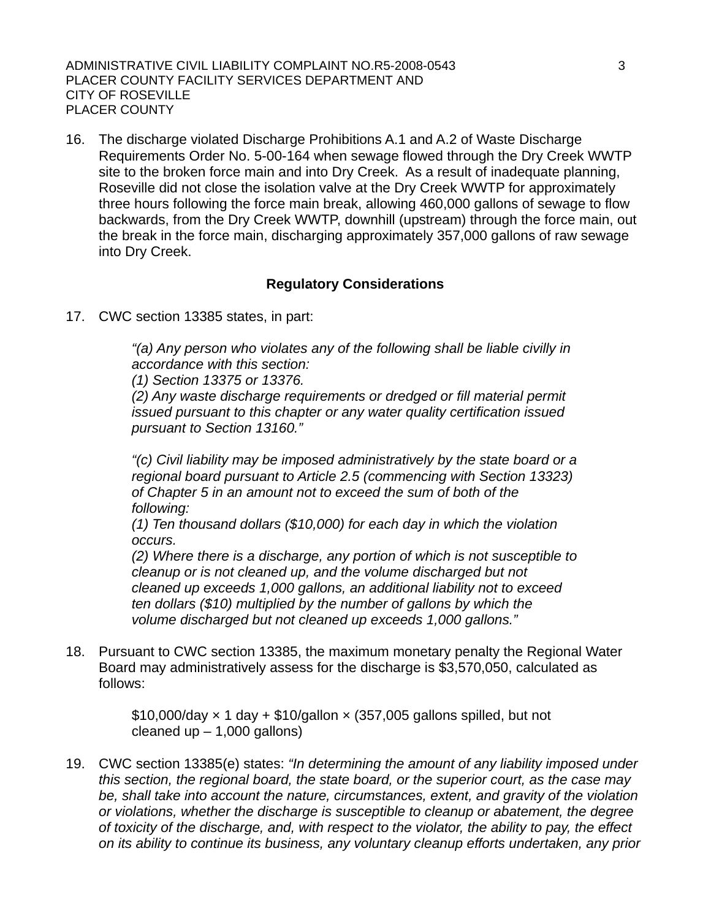16. The discharge violated Discharge Prohibitions A.1 and A.2 of Waste Discharge Requirements Order No. 5-00-164 when sewage flowed through the Dry Creek WWTP site to the broken force main and into Dry Creek. As a result of inadequate planning, Roseville did not close the isolation valve at the Dry Creek WWTP for approximately three hours following the force main break, allowing 460,000 gallons of sewage to flow backwards, from the Dry Creek WWTP, downhill (upstream) through the force main, out the break in the force main, discharging approximately 357,000 gallons of raw sewage into Dry Creek.

## Regulatory Considerations

17. CWC section 13385 states, in part:

    *"(a) Any person who violates any of the following shall be liable civilly in accordance with this section:*
    *(1) Section 13375 or 13376.*
    *(2) Any waste discharge requirements or dredged or fill material permit issued pursuant to this chapter or any water quality certification issued pursuant to Section 13160."*

    *"(c) Civil liability may be imposed administratively by the state board or a regional board pursuant to Article 2.5 (commencing with Section 13323) of Chapter 5 in an amount not to exceed the sum of both of the following:*
    *(1) Ten thousand dollars ($10,000) for each day in which the violation occurs.*
    *(2) Where there is a discharge, any portion of which is not susceptible to cleanup or is not cleaned up, and the volume discharged but not cleaned up exceeds 1,000 gallons, an additional liability not to exceed ten dollars ($10) multiplied by the number of gallons by which the volume discharged but not cleaned up exceeds 1,000 gallons."*

18. Pursuant to CWC section 13385, the maximum monetary penalty the Regional Water Board may administratively assess for the discharge is $3,570,050, calculated as follows:

    $10,000/day × 1 day + $10/gallon × (357,005 gallons spilled, but not cleaned up – 1,000 gallons)

19. CWC section 13385(e) states: *"In determining the amount of any liability imposed under this section, the regional board, the state board, or the superior court, as the case may be, shall take into account the nature, circumstances, extent, and gravity of the violation or violations, whether the discharge is susceptible to cleanup or abatement, the degree of toxicity of the discharge, and, with respect to the violator, the ability to pay, the effect on its ability to continue its business, any voluntary cleanup efforts undertaken, any prior*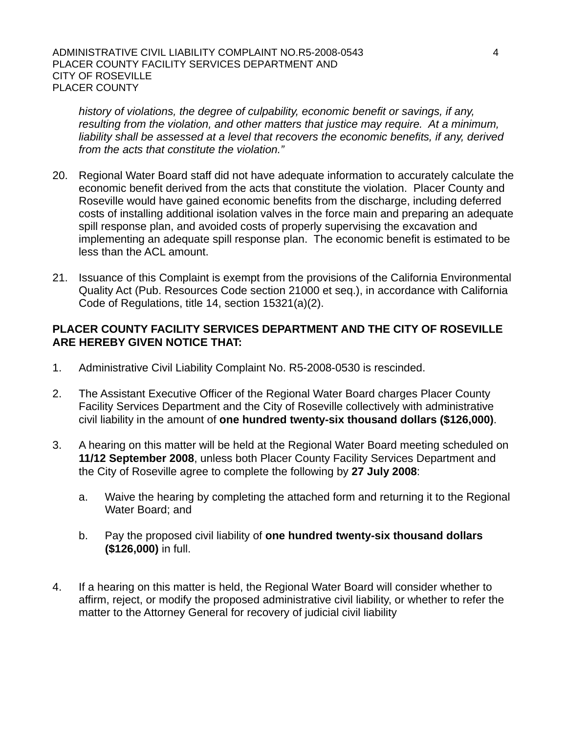*history of violations, the degree of culpability, economic benefit or savings, if any, resulting from the violation, and other matters that justice may require. At a minimum, liability shall be assessed at a level that recovers the economic benefits, if any, derived from the acts that constitute the violation."*

20. Regional Water Board staff did not have adequate information to accurately calculate the economic benefit derived from the acts that constitute the violation. Placer County and Roseville would have gained economic benefits from the discharge, including deferred costs of installing additional isolation valves in the force main and preparing an adequate spill response plan, and avoided costs of properly supervising the excavation and implementing an adequate spill response plan. The economic benefit is estimated to be less than the ACL amount.

21. Issuance of this Complaint is exempt from the provisions of the California Environmental Quality Act (Pub. Resources Code section 21000 et seq.), in accordance with California Code of Regulations, title 14, section 15321(a)(2).

**PLACER COUNTY FACILITY SERVICES DEPARTMENT AND THE CITY OF ROSEVILLE ARE HEREBY GIVEN NOTICE THAT:**

1. Administrative Civil Liability Complaint No. R5-2008-0530 is rescinded.

2. The Assistant Executive Officer of the Regional Water Board charges Placer County Facility Services Department and the City of Roseville collectively with administrative civil liability in the amount of **one hundred twenty-six thousand dollars ($126,000)**.

3. A hearing on this matter will be held at the Regional Water Board meeting scheduled on **11/12 September 2008**, unless both Placer County Facility Services Department and the City of Roseville agree to complete the following by **27 July 2008**:

   a. Waive the hearing by completing the attached form and returning it to the Regional Water Board; and

   b. Pay the proposed civil liability of **one hundred twenty-six thousand dollars ($126,000)** in full.

4. If a hearing on this matter is held, the Regional Water Board will consider whether to affirm, reject, or modify the proposed administrative civil liability, or whether to refer the matter to the Attorney General for recovery of judicial civil liability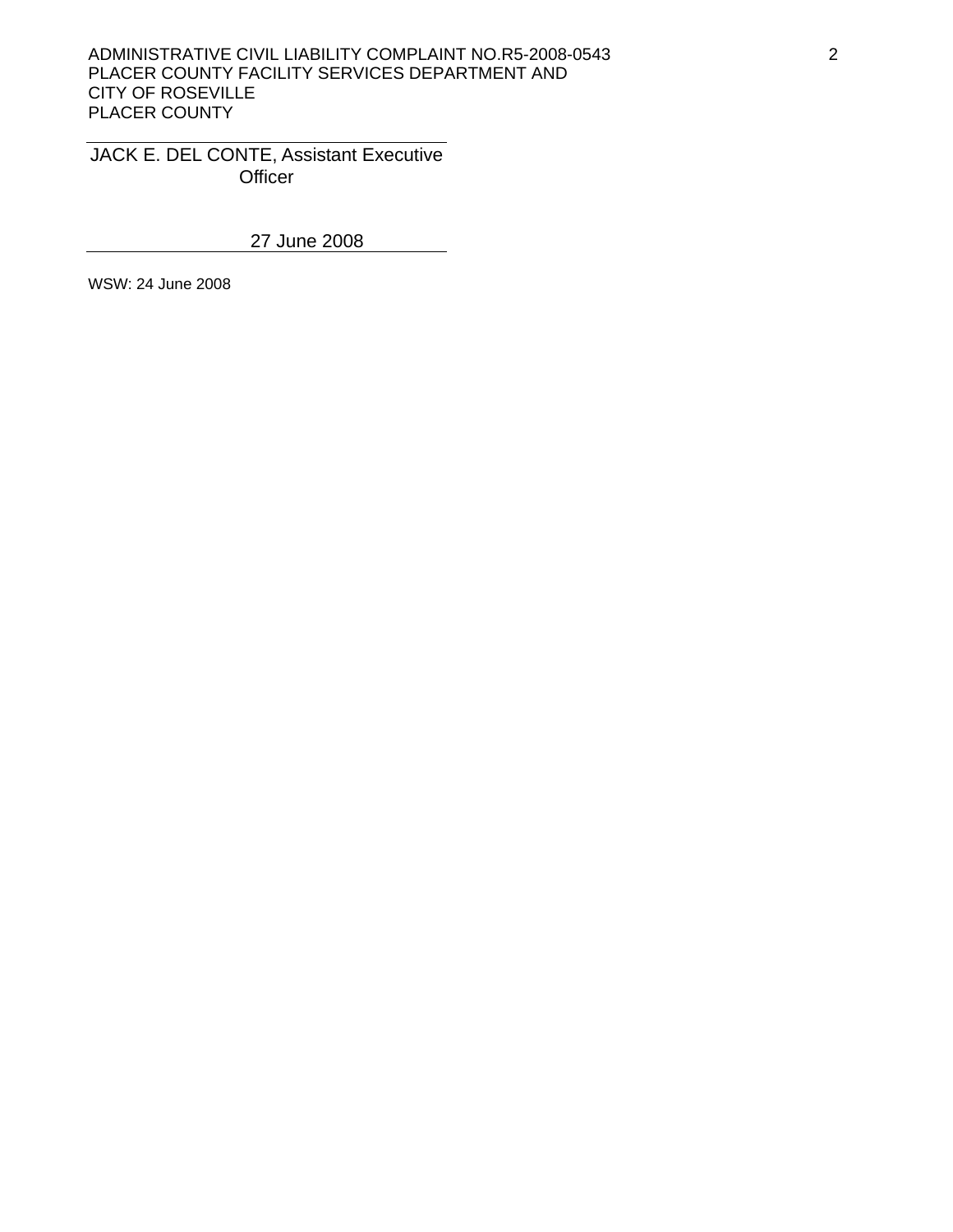JACK E. DEL CONTE, Assistant Executive Officer

27 June 2008

WSW: 24 June 2008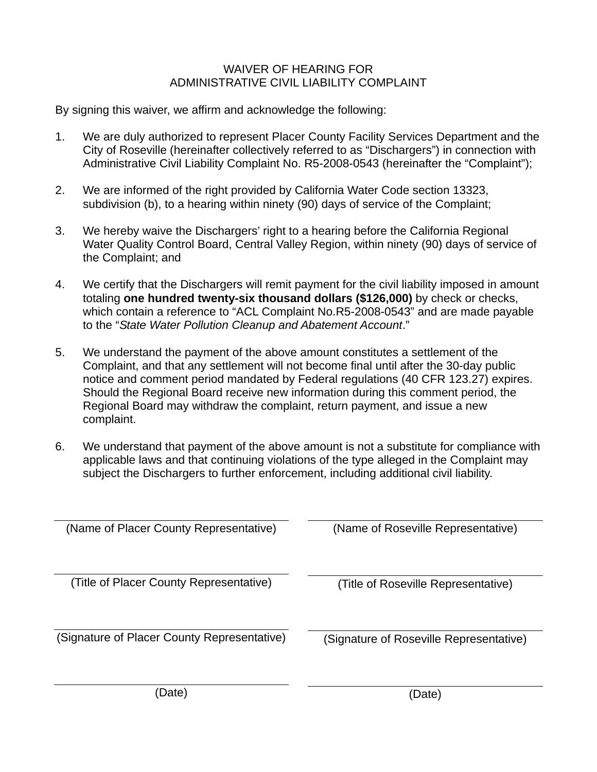# WAIVER OF HEARING FOR ADMINISTRATIVE CIVIL LIABILITY COMPLAINT

By signing this waiver, we affirm and acknowledge the following:

1. We are duly authorized to represent Placer County Facility Services Department and the City of Roseville (hereinafter collectively referred to as "Dischargers") in connection with Administrative Civil Liability Complaint No. R5-2008-0543 (hereinafter the "Complaint");

2. We are informed of the right provided by California Water Code section 13323, subdivision (b), to a hearing within ninety (90) days of service of the Complaint;

3. We hereby waive the Dischargers' right to a hearing before the California Regional Water Quality Control Board, Central Valley Region, within ninety (90) days of service of the Complaint; and

4. We certify that the Dischargers will remit payment for the civil liability imposed in amount totaling **one hundred twenty-six thousand dollars ($126,000)** by check or checks, which contain a reference to "ACL Complaint No.R5-2008-0543" and are made payable to the "*State Water Pollution Cleanup and Abatement Account*."

5. We understand the payment of the above amount constitutes a settlement of the Complaint, and that any settlement will not become final until after the 30-day public notice and comment period mandated by Federal regulations (40 CFR 123.27) expires. Should the Regional Board receive new information during this comment period, the Regional Board may withdraw the complaint, return payment, and issue a new complaint.

6. We understand that payment of the above amount is not a substitute for compliance with applicable laws and that continuing violations of the type alleged in the Complaint may subject the Dischargers to further enforcement, including additional civil liability.

______________________________
(Name of Placer County Representative)

______________________________
(Title of Placer County Representative)

______________________________
(Signature of Placer County Representative)

______________________________
(Date)

______________________________
(Name of Roseville Representative)

______________________________
(Title of Roseville Representative)

______________________________
(Signature of Roseville Representative)

______________________________
(Date)